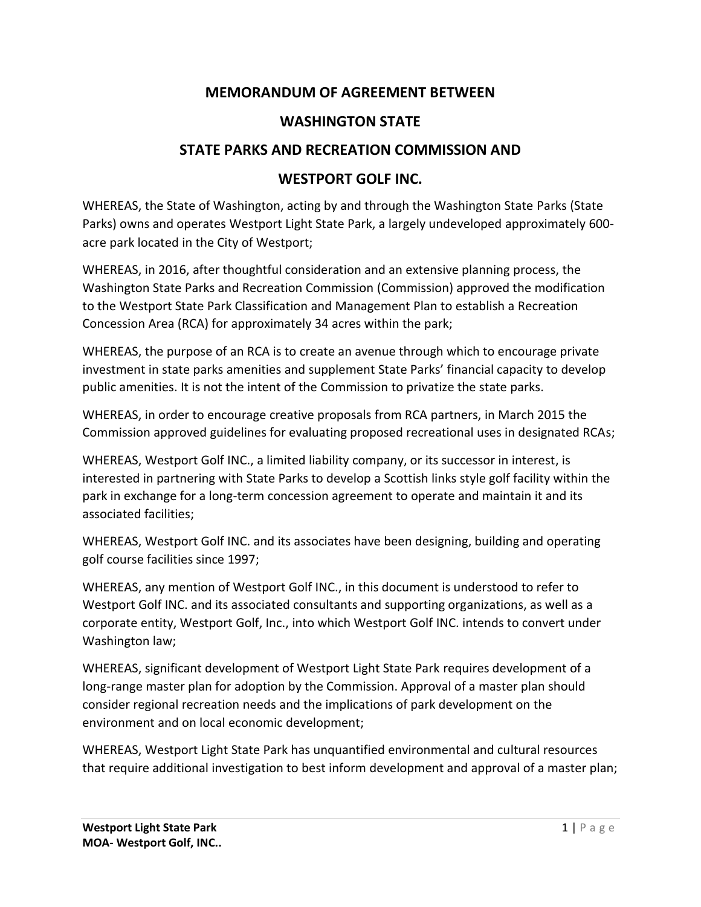# MEMORANDUM OF AGREEMENT BETWEEN

# WASHINGTON STATE

# STATE PARKS AND RECREATION COMMISSION AND

# WESTPORT GOLF INC.

WHEREAS, the State of Washington, acting by and through the Washington State Parks (State Parks) owns and operates Westport Light State Park, a largely undeveloped approximately 600-acre park located in the City of Westport;

WHEREAS, in 2016, after thoughtful consideration and an extensive planning process, the Washington State Parks and Recreation Commission (Commission) approved the modification to the Westport State Park Classification and Management Plan to establish a Recreation Concession Area (RCA) for approximately 34 acres within the park;

WHEREAS, the purpose of an RCA is to create an avenue through which to encourage private investment in state parks amenities and supplement State Parks' financial capacity to develop public amenities. It is not the intent of the Commission to privatize the state parks.

WHEREAS, in order to encourage creative proposals from RCA partners, in March 2015 the Commission approved guidelines for evaluating proposed recreational uses in designated RCAs;

WHEREAS, Westport Golf INC., a limited liability company, or its successor in interest, is interested in partnering with State Parks to develop a Scottish links style golf facility within the park in exchange for a long-term concession agreement to operate and maintain it and its associated facilities;

WHEREAS, Westport Golf INC. and its associates have been designing, building and operating golf course facilities since 1997;

WHEREAS, any mention of Westport Golf INC., in this document is understood to refer to Westport Golf INC. and its associated consultants and supporting organizations, as well as a corporate entity, Westport Golf, Inc., into which Westport Golf INC. intends to convert under Washington law;

WHEREAS, significant development of Westport Light State Park requires development of a long-range master plan for adoption by the Commission. Approval of a master plan should consider regional recreation needs and the implications of park development on the environment and on local economic development;

WHEREAS, Westport Light State Park has unquantified environmental and cultural resources that require additional investigation to best inform development and approval of a master plan;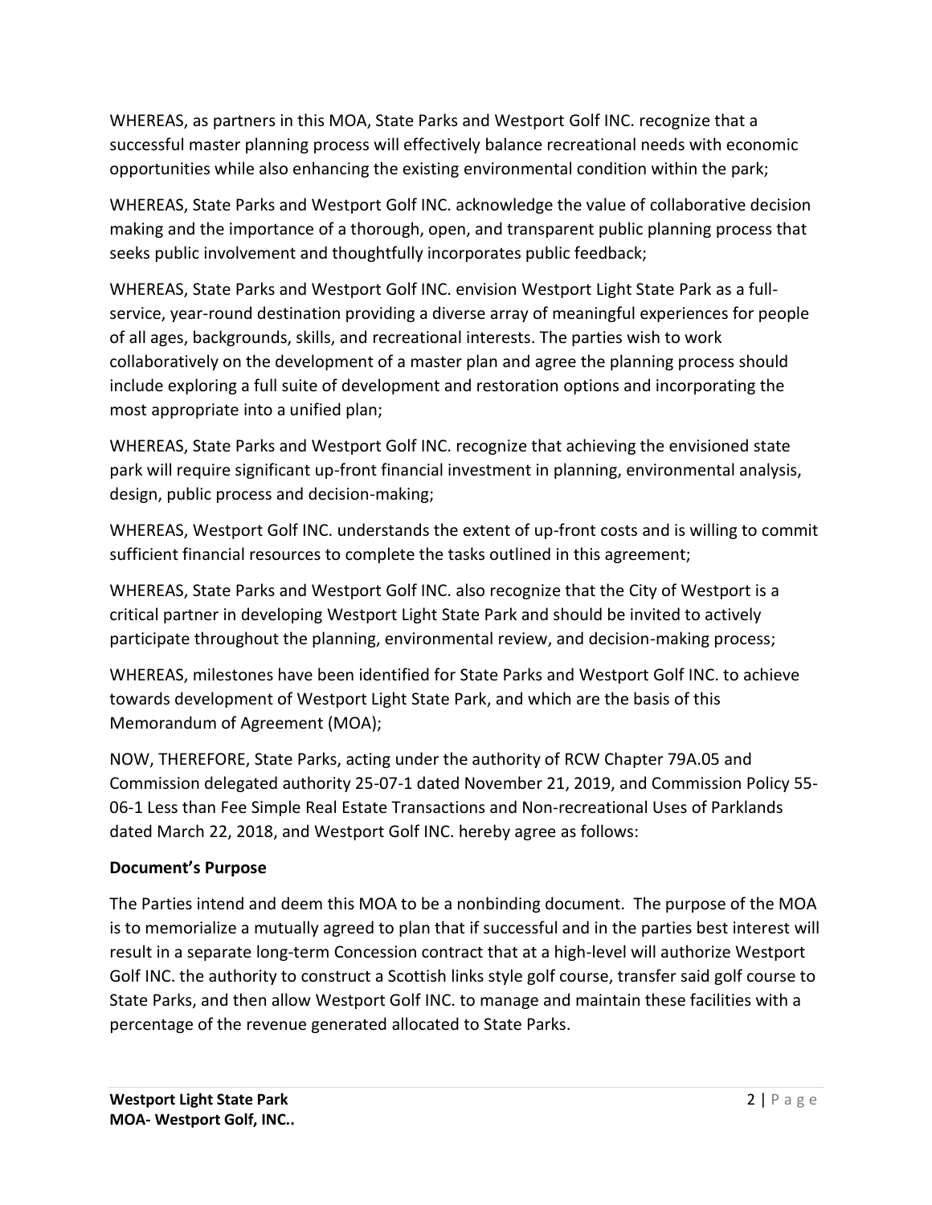WHEREAS, as partners in this MOA, State Parks and Westport Golf INC. recognize that a successful master planning process will effectively balance recreational needs with economic opportunities while also enhancing the existing environmental condition within the park;

WHEREAS, State Parks and Westport Golf INC. acknowledge the value of collaborative decision making and the importance of a thorough, open, and transparent public planning process that seeks public involvement and thoughtfully incorporates public feedback;

WHEREAS, State Parks and Westport Golf INC. envision Westport Light State Park as a full-service, year-round destination providing a diverse array of meaningful experiences for people of all ages, backgrounds, skills, and recreational interests. The parties wish to work collaboratively on the development of a master plan and agree the planning process should include exploring a full suite of development and restoration options and incorporating the most appropriate into a unified plan;

WHEREAS, State Parks and Westport Golf INC. recognize that achieving the envisioned state park will require significant up-front financial investment in planning, environmental analysis, design, public process and decision-making;

WHEREAS, Westport Golf INC. understands the extent of up-front costs and is willing to commit sufficient financial resources to complete the tasks outlined in this agreement;

WHEREAS, State Parks and Westport Golf INC. also recognize that the City of Westport is a critical partner in developing Westport Light State Park and should be invited to actively participate throughout the planning, environmental review, and decision-making process;

WHEREAS, milestones have been identified for State Parks and Westport Golf INC. to achieve towards development of Westport Light State Park, and which are the basis of this Memorandum of Agreement (MOA);

NOW, THEREFORE, State Parks, acting under the authority of RCW Chapter 79A.05 and Commission delegated authority 25-07-1 dated November 21, 2019, and Commission Policy 55-06-1 Less than Fee Simple Real Estate Transactions and Non-recreational Uses of Parklands dated March 22, 2018, and Westport Golf INC. hereby agree as follows:

**Document's Purpose**

The Parties intend and deem this MOA to be a nonbinding document. The purpose of the MOA is to memorialize a mutually agreed to plan that if successful and in the parties best interest will result in a separate long-term Concession contract that at a high-level will authorize Westport Golf INC. the authority to construct a Scottish links style golf course, transfer said golf course to State Parks, and then allow Westport Golf INC. to manage and maintain these facilities with a percentage of the revenue generated allocated to State Parks.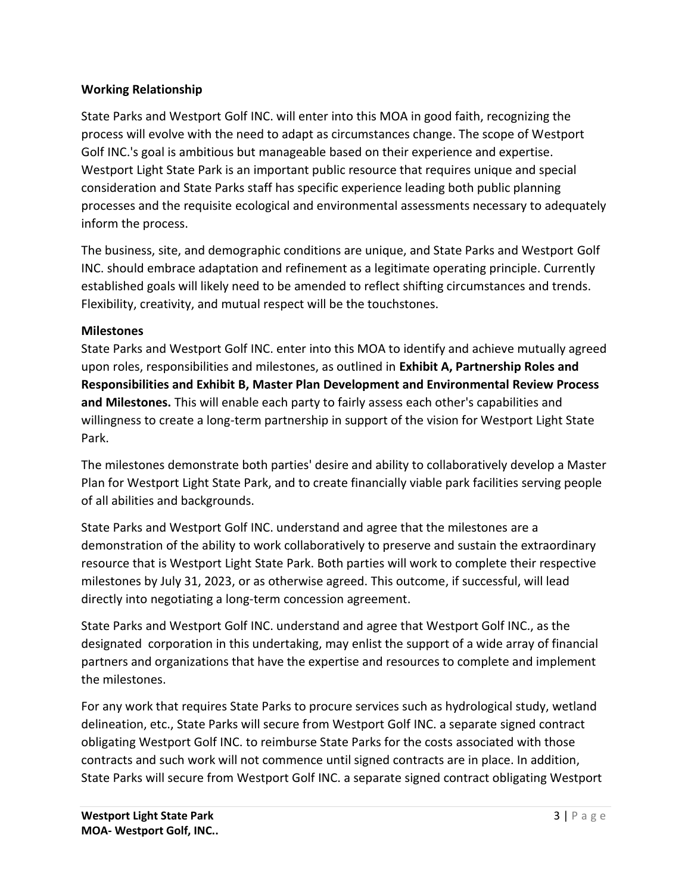**Working Relationship**

State Parks and Westport Golf INC. will enter into this MOA in good faith, recognizing the process will evolve with the need to adapt as circumstances change. The scope of Westport Golf INC.'s goal is ambitious but manageable based on their experience and expertise. Westport Light State Park is an important public resource that requires unique and special consideration and State Parks staff has specific experience leading both public planning processes and the requisite ecological and environmental assessments necessary to adequately inform the process.

The business, site, and demographic conditions are unique, and State Parks and Westport Golf INC. should embrace adaptation and refinement as a legitimate operating principle. Currently established goals will likely need to be amended to reflect shifting circumstances and trends. Flexibility, creativity, and mutual respect will be the touchstones.

**Milestones**

State Parks and Westport Golf INC. enter into this MOA to identify and achieve mutually agreed upon roles, responsibilities and milestones, as outlined in **Exhibit A, Partnership Roles and Responsibilities and Exhibit B, Master Plan Development and Environmental Review Process and Milestones.** This will enable each party to fairly assess each other's capabilities and willingness to create a long-term partnership in support of the vision for Westport Light State Park.

The milestones demonstrate both parties' desire and ability to collaboratively develop a Master Plan for Westport Light State Park, and to create financially viable park facilities serving people of all abilities and backgrounds.

State Parks and Westport Golf INC. understand and agree that the milestones are a demonstration of the ability to work collaboratively to preserve and sustain the extraordinary resource that is Westport Light State Park. Both parties will work to complete their respective milestones by July 31, 2023, or as otherwise agreed. This outcome, if successful, will lead directly into negotiating a long-term concession agreement.

State Parks and Westport Golf INC. understand and agree that Westport Golf INC., as the designated corporation in this undertaking, may enlist the support of a wide array of financial partners and organizations that have the expertise and resources to complete and implement the milestones.

For any work that requires State Parks to procure services such as hydrological study, wetland delineation, etc., State Parks will secure from Westport Golf INC. a separate signed contract obligating Westport Golf INC. to reimburse State Parks for the costs associated with those contracts and such work will not commence until signed contracts are in place. In addition, State Parks will secure from Westport Golf INC. a separate signed contract obligating Westport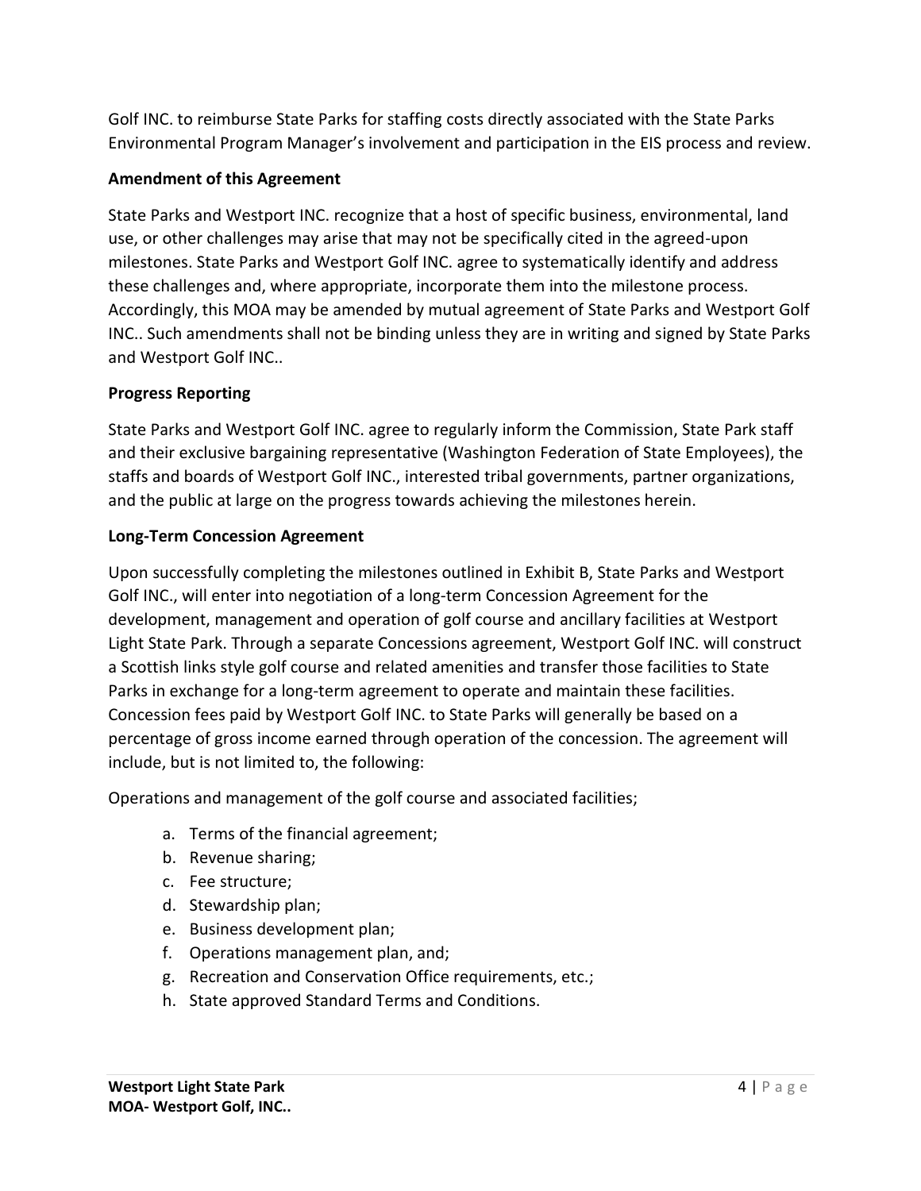Golf INC. to reimburse State Parks for staffing costs directly associated with the State Parks Environmental Program Manager's involvement and participation in the EIS process and review.

**Amendment of this Agreement**

State Parks and Westport INC. recognize that a host of specific business, environmental, land use, or other challenges may arise that may not be specifically cited in the agreed-upon milestones. State Parks and Westport Golf INC. agree to systematically identify and address these challenges and, where appropriate, incorporate them into the milestone process. Accordingly, this MOA may be amended by mutual agreement of State Parks and Westport Golf INC.. Such amendments shall not be binding unless they are in writing and signed by State Parks and Westport Golf INC..

**Progress Reporting**

State Parks and Westport Golf INC. agree to regularly inform the Commission, State Park staff and their exclusive bargaining representative (Washington Federation of State Employees), the staffs and boards of Westport Golf INC., interested tribal governments, partner organizations, and the public at large on the progress towards achieving the milestones herein.

**Long-Term Concession Agreement**

Upon successfully completing the milestones outlined in Exhibit B, State Parks and Westport Golf INC., will enter into negotiation of a long-term Concession Agreement for the development, management and operation of golf course and ancillary facilities at Westport Light State Park. Through a separate Concessions agreement, Westport Golf INC. will construct a Scottish links style golf course and related amenities and transfer those facilities to State Parks in exchange for a long-term agreement to operate and maintain these facilities. Concession fees paid by Westport Golf INC. to State Parks will generally be based on a percentage of gross income earned through operation of the concession. The agreement will include, but is not limited to, the following:

Operations and management of the golf course and associated facilities;

a. Terms of the financial agreement;
b. Revenue sharing;
c. Fee structure;
d. Stewardship plan;
e. Business development plan;
f. Operations management plan, and;
g. Recreation and Conservation Office requirements, etc.;
h. State approved Standard Terms and Conditions.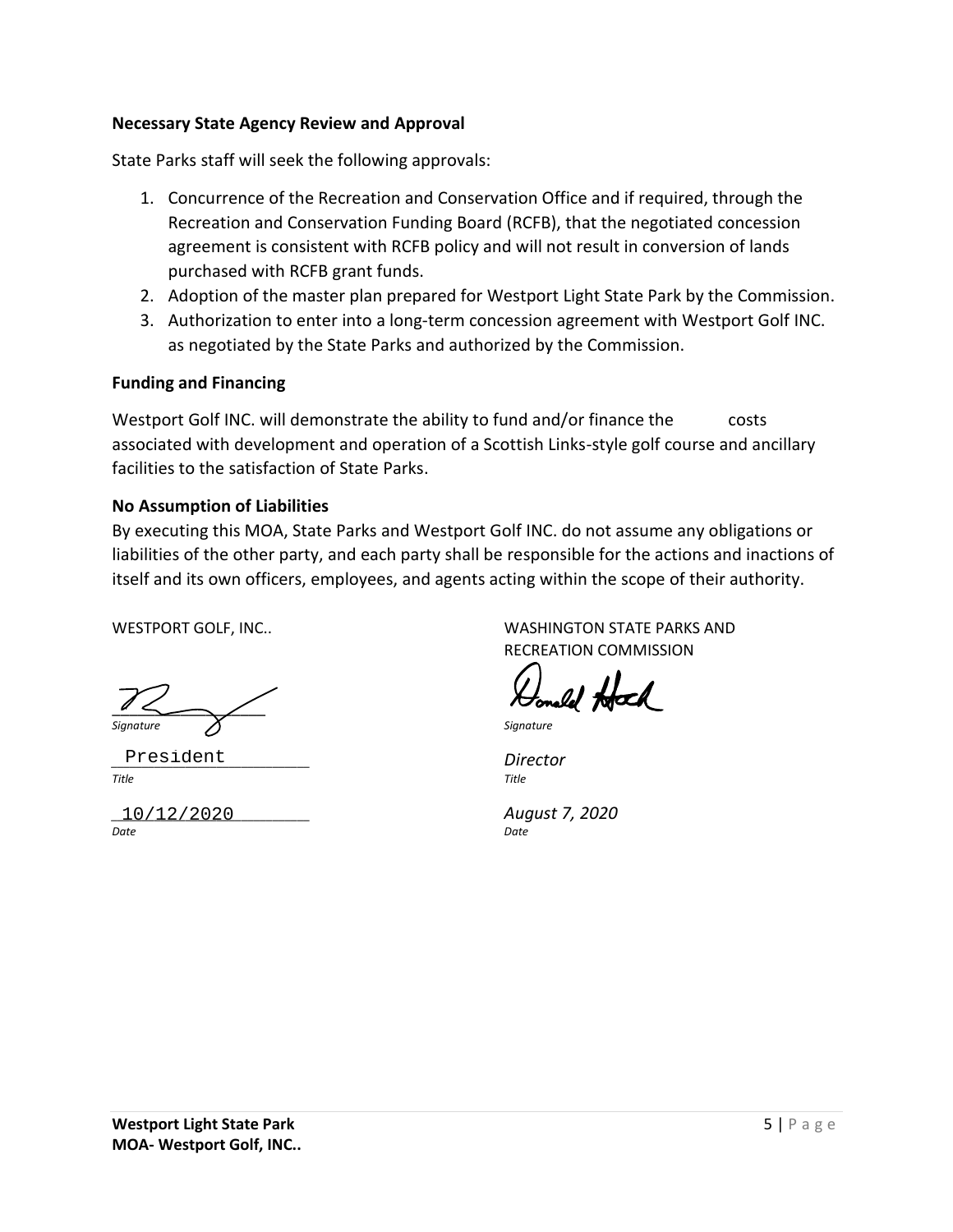**Necessary State Agency Review and Approval**

State Parks staff will seek the following approvals:

1. Concurrence of the Recreation and Conservation Office and if required, through the Recreation and Conservation Funding Board (RCFB), that the negotiated concession agreement is consistent with RCFB policy and will not result in conversion of lands purchased with RCFB grant funds.
2. Adoption of the master plan prepared for Westport Light State Park by the Commission.
3. Authorization to enter into a long-term concession agreement with Westport Golf INC. as negotiated by the State Parks and authorized by the Commission.

**Funding and Financing**

Westport Golf INC. will demonstrate the ability to fund and/or finance the costs associated with development and operation of a Scottish Links-style golf course and ancillary facilities to the satisfaction of State Parks.

**No Assumption of Liabilities**

By executing this MOA, State Parks and Westport Golf INC. do not assume any obligations or liabilities of the other party, and each party shall be responsible for the actions and inactions of itself and its own officers, employees, and agents acting within the scope of their authority.

WESTPORT GOLF, INC..

*Signature*

President

*Title*

10/12/2020

*Date*

WASHINGTON STATE PARKS AND RECREATION COMMISSION

*Signature*

*Director*

*Title*

*August 7, 2020*

*Date*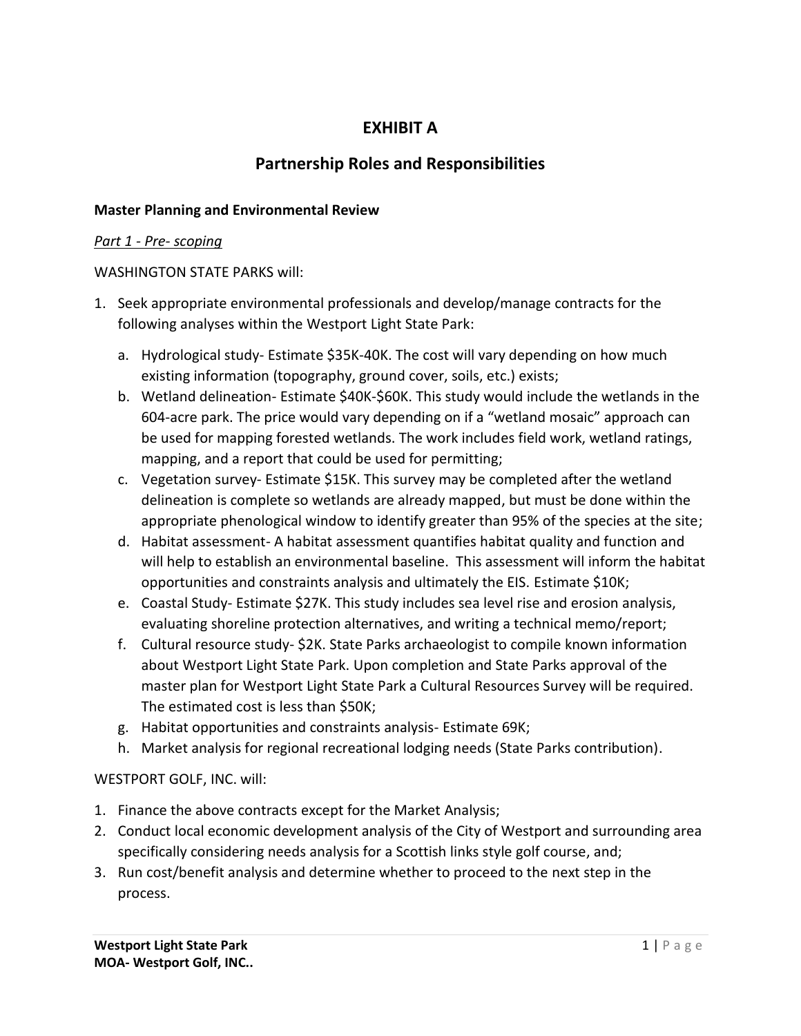# EXHIBIT A

## Partnership Roles and Responsibilities

**Master Planning and Environmental Review**

*Part 1 - Pre- scoping*

WASHINGTON STATE PARKS will:

1. Seek appropriate environmental professionals and develop/manage contracts for the following analyses within the Westport Light State Park:
   a. Hydrological study- Estimate $35K-40K. The cost will vary depending on how much existing information (topography, ground cover, soils, etc.) exists;
   b. Wetland delineation- Estimate $40K-$60K. This study would include the wetlands in the 604-acre park. The price would vary depending on if a "wetland mosaic" approach can be used for mapping forested wetlands. The work includes field work, wetland ratings, mapping, and a report that could be used for permitting;
   c. Vegetation survey- Estimate $15K. This survey may be completed after the wetland delineation is complete so wetlands are already mapped, but must be done within the appropriate phenological window to identify greater than 95% of the species at the site;
   d. Habitat assessment- A habitat assessment quantifies habitat quality and function and will help to establish an environmental baseline. This assessment will inform the habitat opportunities and constraints analysis and ultimately the EIS. Estimate $10K;
   e. Coastal Study- Estimate $27K. This study includes sea level rise and erosion analysis, evaluating shoreline protection alternatives, and writing a technical memo/report;
   f. Cultural resource study- $2K. State Parks archaeologist to compile known information about Westport Light State Park. Upon completion and State Parks approval of the master plan for Westport Light State Park a Cultural Resources Survey will be required. The estimated cost is less than $50K;
   g. Habitat opportunities and constraints analysis- Estimate 69K;
   h. Market analysis for regional recreational lodging needs (State Parks contribution).

WESTPORT GOLF, INC. will:

1. Finance the above contracts except for the Market Analysis;
2. Conduct local economic development analysis of the City of Westport and surrounding area specifically considering needs analysis for a Scottish links style golf course, and;
3. Run cost/benefit analysis and determine whether to proceed to the next step in the process.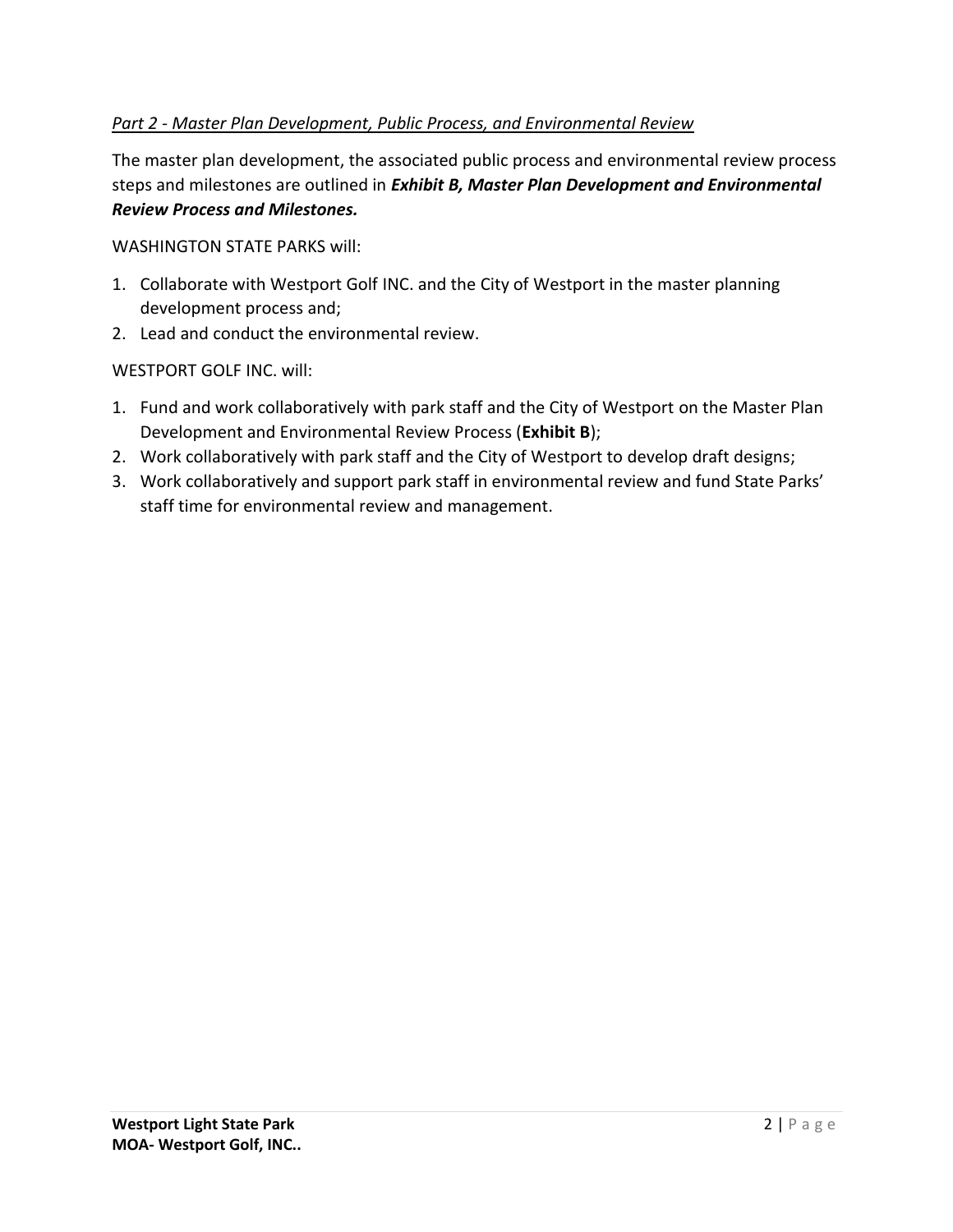*Part 2 - Master Plan Development, Public Process, and Environmental Review*

The master plan development, the associated public process and environmental review process steps and milestones are outlined in ***Exhibit B, Master Plan Development and Environmental Review Process and Milestones.***

WASHINGTON STATE PARKS will:

1. Collaborate with Westport Golf INC. and the City of Westport in the master planning development process and;
2. Lead and conduct the environmental review.

WESTPORT GOLF INC. will:

1. Fund and work collaboratively with park staff and the City of Westport on the Master Plan Development and Environmental Review Process (**Exhibit B**);
2. Work collaboratively with park staff and the City of Westport to develop draft designs;
3. Work collaboratively and support park staff in environmental review and fund State Parks' staff time for environmental review and management.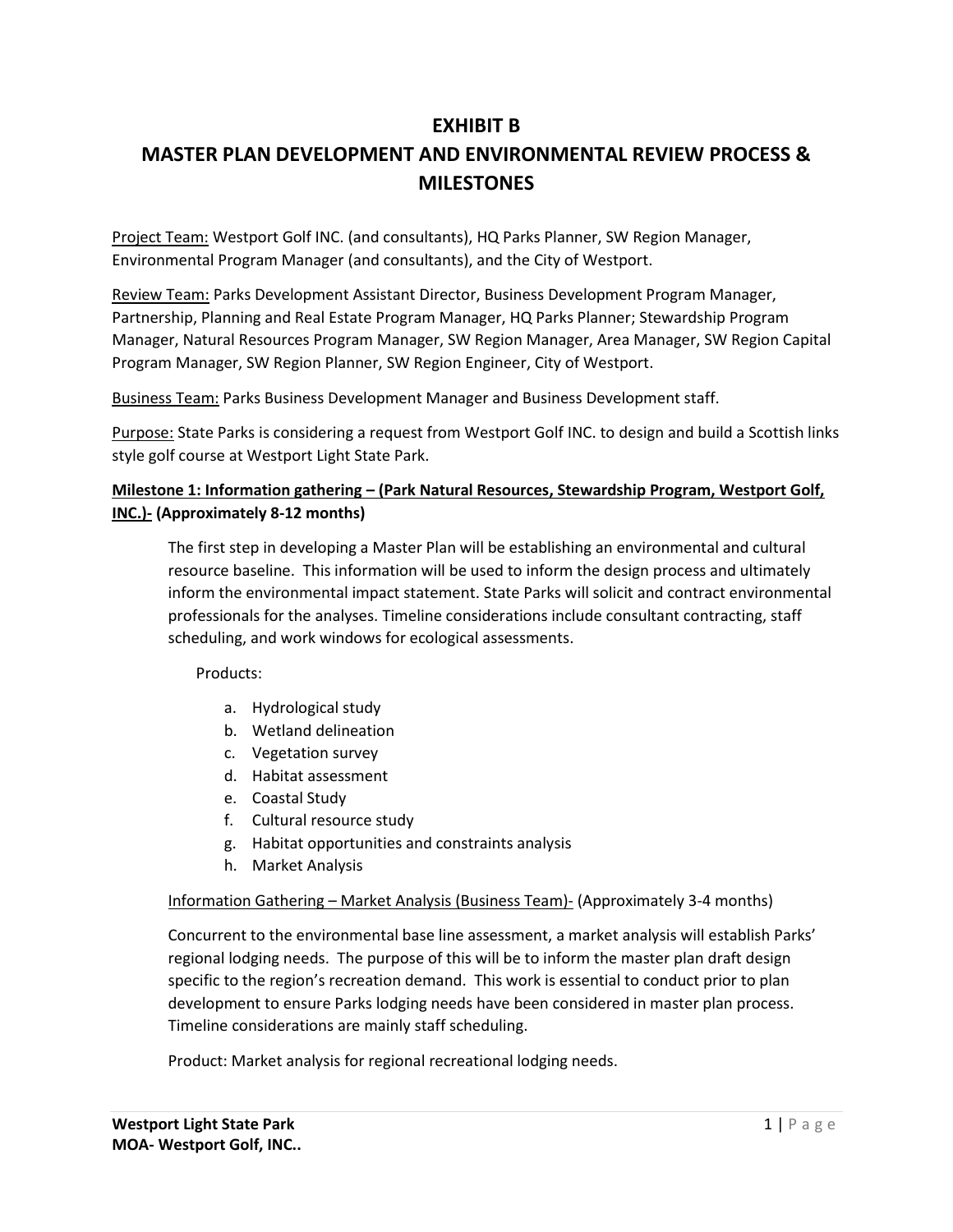# EXHIBIT B

# MASTER PLAN DEVELOPMENT AND ENVIRONMENTAL REVIEW PROCESS & MILESTONES

Project Team: Westport Golf INC. (and consultants), HQ Parks Planner, SW Region Manager, Environmental Program Manager (and consultants), and the City of Westport.

Review Team: Parks Development Assistant Director, Business Development Program Manager, Partnership, Planning and Real Estate Program Manager, HQ Parks Planner; Stewardship Program Manager, Natural Resources Program Manager, SW Region Manager, Area Manager, SW Region Capital Program Manager, SW Region Planner, SW Region Engineer, City of Westport.

Business Team: Parks Business Development Manager and Business Development staff.

Purpose: State Parks is considering a request from Westport Golf INC. to design and build a Scottish links style golf course at Westport Light State Park.

**Milestone 1: Information gathering – (Park Natural Resources, Stewardship Program, Westport Golf, INC.)- (Approximately 8-12 months)**

The first step in developing a Master Plan will be establishing an environmental and cultural resource baseline. This information will be used to inform the design process and ultimately inform the environmental impact statement. State Parks will solicit and contract environmental professionals for the analyses. Timeline considerations include consultant contracting, staff scheduling, and work windows for ecological assessments.

Products:

a. Hydrological study
b. Wetland delineation
c. Vegetation survey
d. Habitat assessment
e. Coastal Study
f. Cultural resource study
g. Habitat opportunities and constraints analysis
h. Market Analysis

Information Gathering – Market Analysis (Business Team)- (Approximately 3-4 months)

Concurrent to the environmental base line assessment, a market analysis will establish Parks' regional lodging needs. The purpose of this will be to inform the master plan draft design specific to the region's recreation demand. This work is essential to conduct prior to plan development to ensure Parks lodging needs have been considered in master plan process. Timeline considerations are mainly staff scheduling.

Product: Market analysis for regional recreational lodging needs.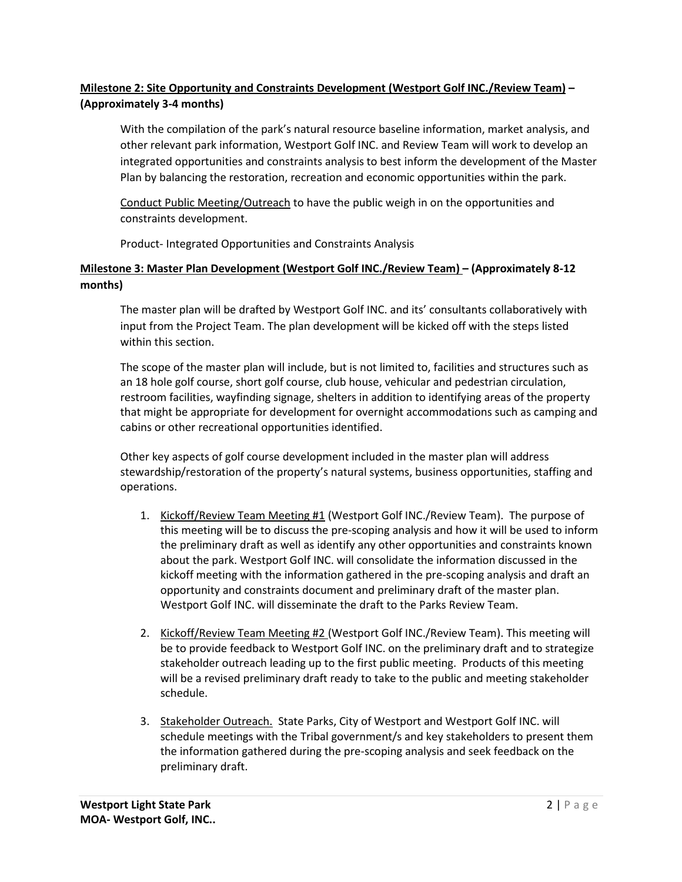**<u>Milestone 2: Site Opportunity and Constraints Development (Westport Golf INC./Review Team)</u> – (Approximately 3-4 months)**

With the compilation of the park's natural resource baseline information, market analysis, and other relevant park information, Westport Golf INC. and Review Team will work to develop an integrated opportunities and constraints analysis to best inform the development of the Master Plan by balancing the restoration, recreation and economic opportunities within the park.

<u>Conduct Public Meeting/Outreach</u> to have the public weigh in on the opportunities and constraints development.

Product- Integrated Opportunities and Constraints Analysis

**<u>Milestone 3: Master Plan Development (Westport Golf INC./Review Team)</u> – (Approximately 8-12 months)**

The master plan will be drafted by Westport Golf INC. and its' consultants collaboratively with input from the Project Team. The plan development will be kicked off with the steps listed within this section.

The scope of the master plan will include, but is not limited to, facilities and structures such as an 18 hole golf course, short golf course, club house, vehicular and pedestrian circulation, restroom facilities, wayfinding signage, shelters in addition to identifying areas of the property that might be appropriate for development for overnight accommodations such as camping and cabins or other recreational opportunities identified.

Other key aspects of golf course development included in the master plan will address stewardship/restoration of the property's natural systems, business opportunities, staffing and operations.

1. <u>Kickoff/Review Team Meeting #1</u> (Westport Golf INC./Review Team). The purpose of this meeting will be to discuss the pre-scoping analysis and how it will be used to inform the preliminary draft as well as identify any other opportunities and constraints known about the park. Westport Golf INC. will consolidate the information discussed in the kickoff meeting with the information gathered in the pre-scoping analysis and draft an opportunity and constraints document and preliminary draft of the master plan. Westport Golf INC. will disseminate the draft to the Parks Review Team.

2. <u>Kickoff/Review Team Meeting #2</u> (Westport Golf INC./Review Team). This meeting will be to provide feedback to Westport Golf INC. on the preliminary draft and to strategize stakeholder outreach leading up to the first public meeting. Products of this meeting will be a revised preliminary draft ready to take to the public and meeting stakeholder schedule.

3. <u>Stakeholder Outreach.</u> State Parks, City of Westport and Westport Golf INC. will schedule meetings with the Tribal government/s and key stakeholders to present them the information gathered during the pre-scoping analysis and seek feedback on the preliminary draft.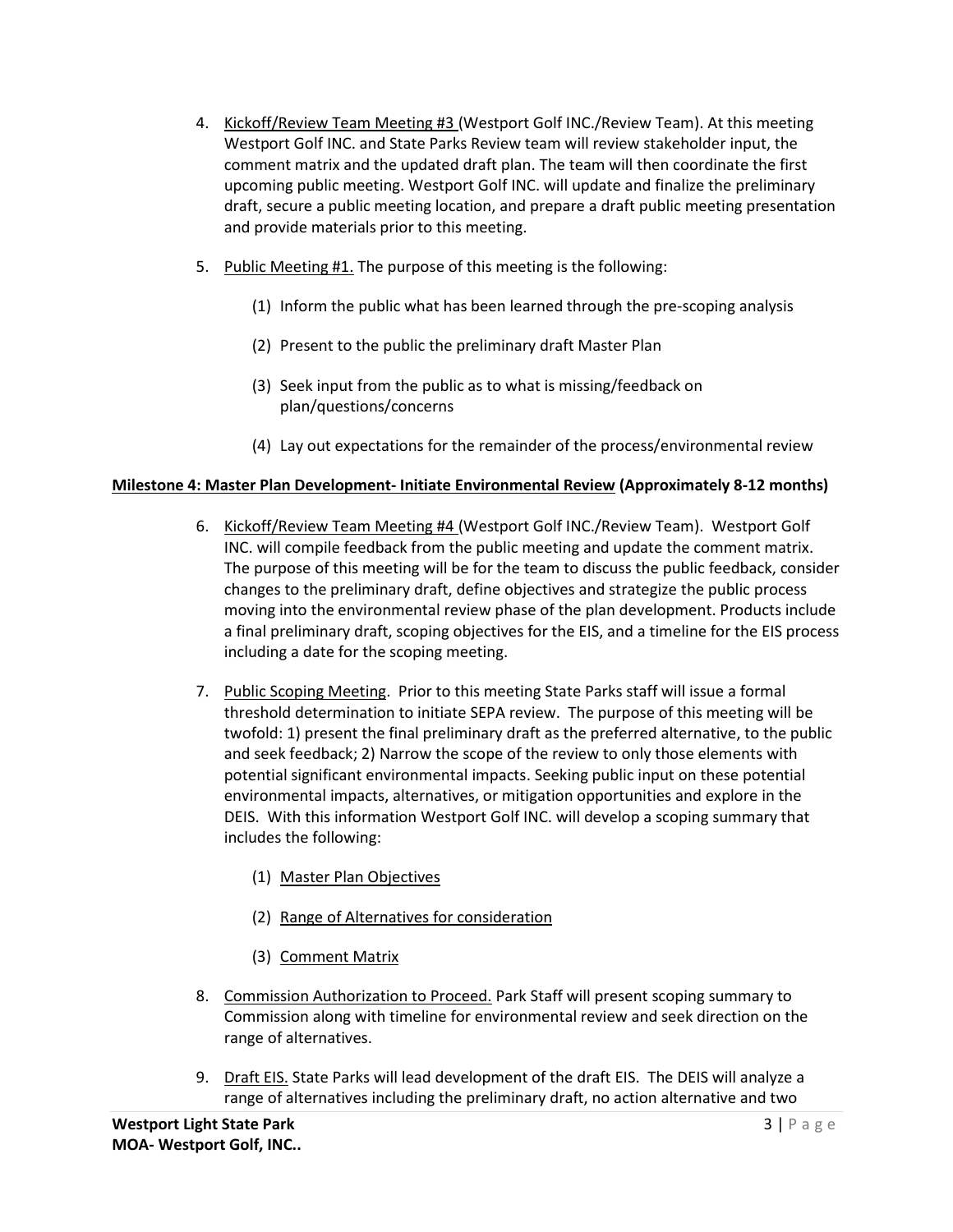4. <u>Kickoff/Review Team Meeting #3</u> (Westport Golf INC./Review Team). At this meeting Westport Golf INC. and State Parks Review team will review stakeholder input, the comment matrix and the updated draft plan. The team will then coordinate the first upcoming public meeting. Westport Golf INC. will update and finalize the preliminary draft, secure a public meeting location, and prepare a draft public meeting presentation and provide materials prior to this meeting.

5. <u>Public Meeting #1.</u> The purpose of this meeting is the following:

   (1) Inform the public what has been learned through the pre-scoping analysis

   (2) Present to the public the preliminary draft Master Plan

   (3) Seek input from the public as to what is missing/feedback on plan/questions/concerns

   (4) Lay out expectations for the remainder of the process/environmental review

**<u>Milestone 4: Master Plan Development- Initiate Environmental Review</u> (Approximately 8-12 months)**

6. <u>Kickoff/Review Team Meeting #4</u> (Westport Golf INC./Review Team). Westport Golf INC. will compile feedback from the public meeting and update the comment matrix. The purpose of this meeting will be for the team to discuss the public feedback, consider changes to the preliminary draft, define objectives and strategize the public process moving into the environmental review phase of the plan development. Products include a final preliminary draft, scoping objectives for the EIS, and a timeline for the EIS process including a date for the scoping meeting.

7. <u>Public Scoping Meeting</u>. Prior to this meeting State Parks staff will issue a formal threshold determination to initiate SEPA review. The purpose of this meeting will be twofold: 1) present the final preliminary draft as the preferred alternative, to the public and seek feedback; 2) Narrow the scope of the review to only those elements with potential significant environmental impacts. Seeking public input on these potential environmental impacts, alternatives, or mitigation opportunities and explore in the DEIS. With this information Westport Golf INC. will develop a scoping summary that includes the following:

   (1) <u>Master Plan Objectives</u>

   (2) <u>Range of Alternatives for consideration</u>

   (3) <u>Comment Matrix</u>

8. <u>Commission Authorization to Proceed.</u> Park Staff will present scoping summary to Commission along with timeline for environmental review and seek direction on the range of alternatives.

9. <u>Draft EIS.</u> State Parks will lead development of the draft EIS. The DEIS will analyze a range of alternatives including the preliminary draft, no action alternative and two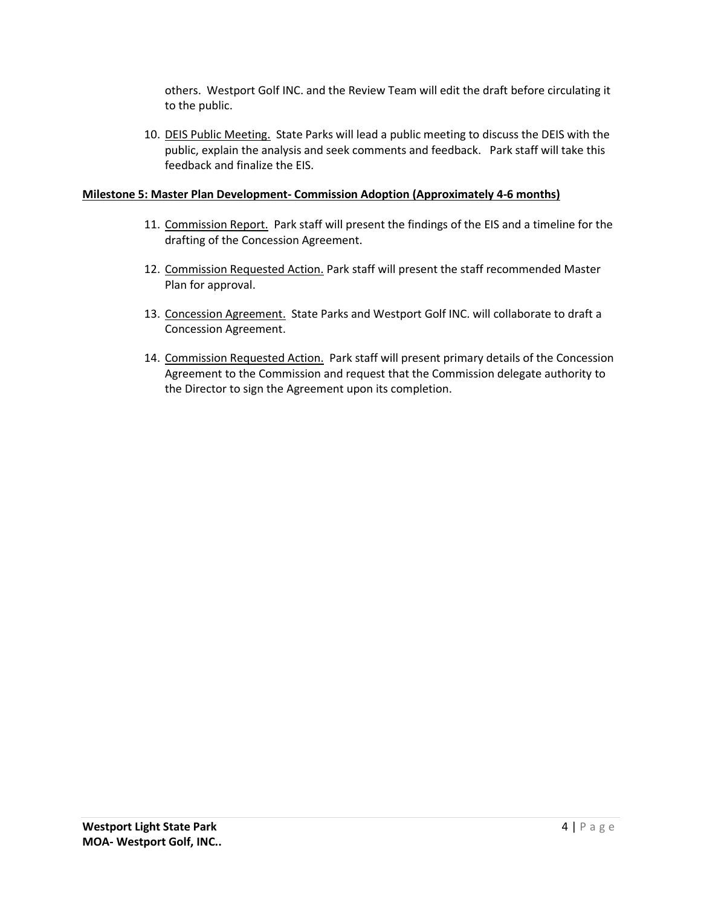others. Westport Golf INC. and the Review Team will edit the draft before circulating it to the public.

10. DEIS Public Meeting. State Parks will lead a public meeting to discuss the DEIS with the public, explain the analysis and seek comments and feedback. Park staff will take this feedback and finalize the EIS.

**Milestone 5: Master Plan Development- Commission Adoption (Approximately 4-6 months)**

11. Commission Report. Park staff will present the findings of the EIS and a timeline for the drafting of the Concession Agreement.

12. Commission Requested Action. Park staff will present the staff recommended Master Plan for approval.

13. Concession Agreement. State Parks and Westport Golf INC. will collaborate to draft a Concession Agreement.

14. Commission Requested Action. Park staff will present primary details of the Concession Agreement to the Commission and request that the Commission delegate authority to the Director to sign the Agreement upon its completion.